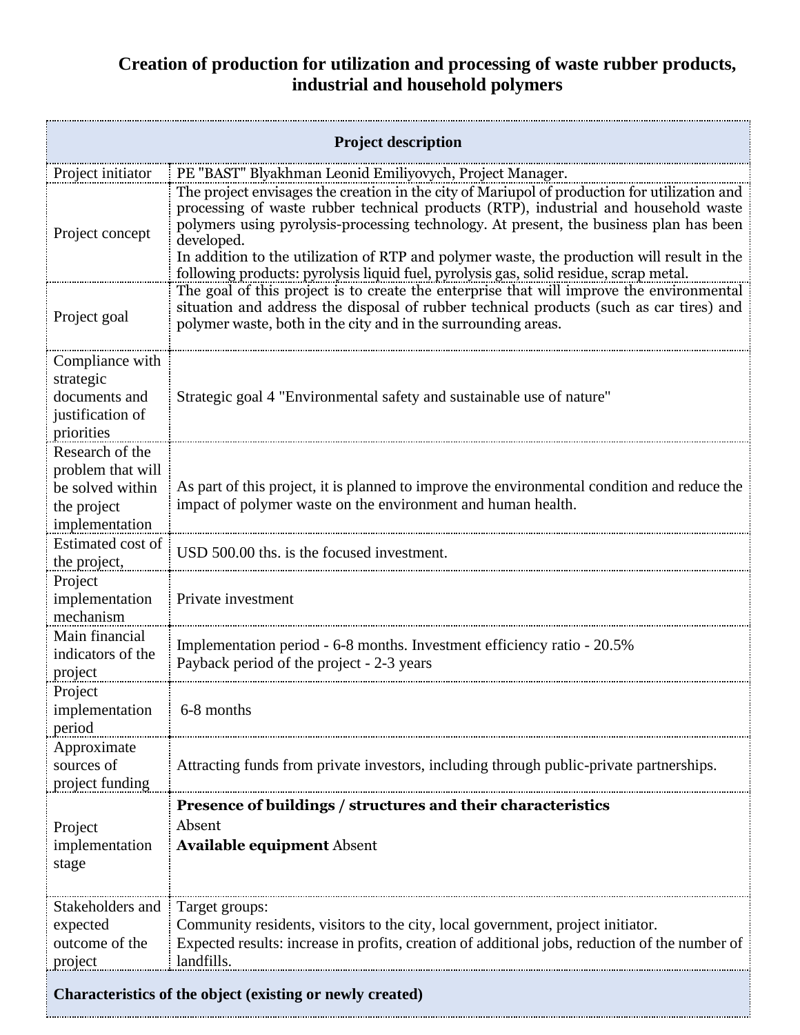# Creation of production for utilization and processing of waste rubber products, industrial and household polymers

| **Project description** | |
|---|---|
| Project initiator | PE "BAST" Blyakhman Leonid Emiliyovych, Project Manager. |
| Project concept | The project envisages the creation in the city of Mariupol of production for utilization and processing of waste rubber technical products (RTP), industrial and household waste polymers using pyrolysis-processing technology. At present, the business plan has been developed.<br>In addition to the utilization of RTP and polymer waste, the production will result in the following products: pyrolysis liquid fuel, pyrolysis gas, solid residue, scrap metal. |
| Project goal | The goal of this project is to create the enterprise that will improve the environmental situation and address the disposal of rubber technical products (such as car tires) and polymer waste, both in the city and in the surrounding areas. |
| Compliance with strategic documents and justification of priorities | Strategic goal 4 "Environmental safety and sustainable use of nature" |
| Research of the problem that will be solved within the project implementation | As part of this project, it is planned to improve the environmental condition and reduce the impact of polymer waste on the environment and human health. |
| Estimated cost of the project, | USD 500.00 ths. is the focused investment. |
| Project implementation mechanism | Private investment |
| Main financial indicators of the project | Implementation period - 6-8 months. Investment efficiency ratio - 20.5%<br>Payback period of the project - 2-3 years |
| Project implementation period | 6-8 months |
| Approximate sources of project funding | Attracting funds from private investors, including through public-private partnerships. |
| Project implementation stage | **Presence of buildings / structures and their characteristics**<br>Absent<br>**Available equipment** Absent |
| Stakeholders and expected outcome of the project | Target groups:<br>Community residents, visitors to the city, local government, project initiator.<br>Expected results: increase in profits, creation of additional jobs, reduction of the number of landfills. |
| **Characteristics of the object (existing or newly created)** | |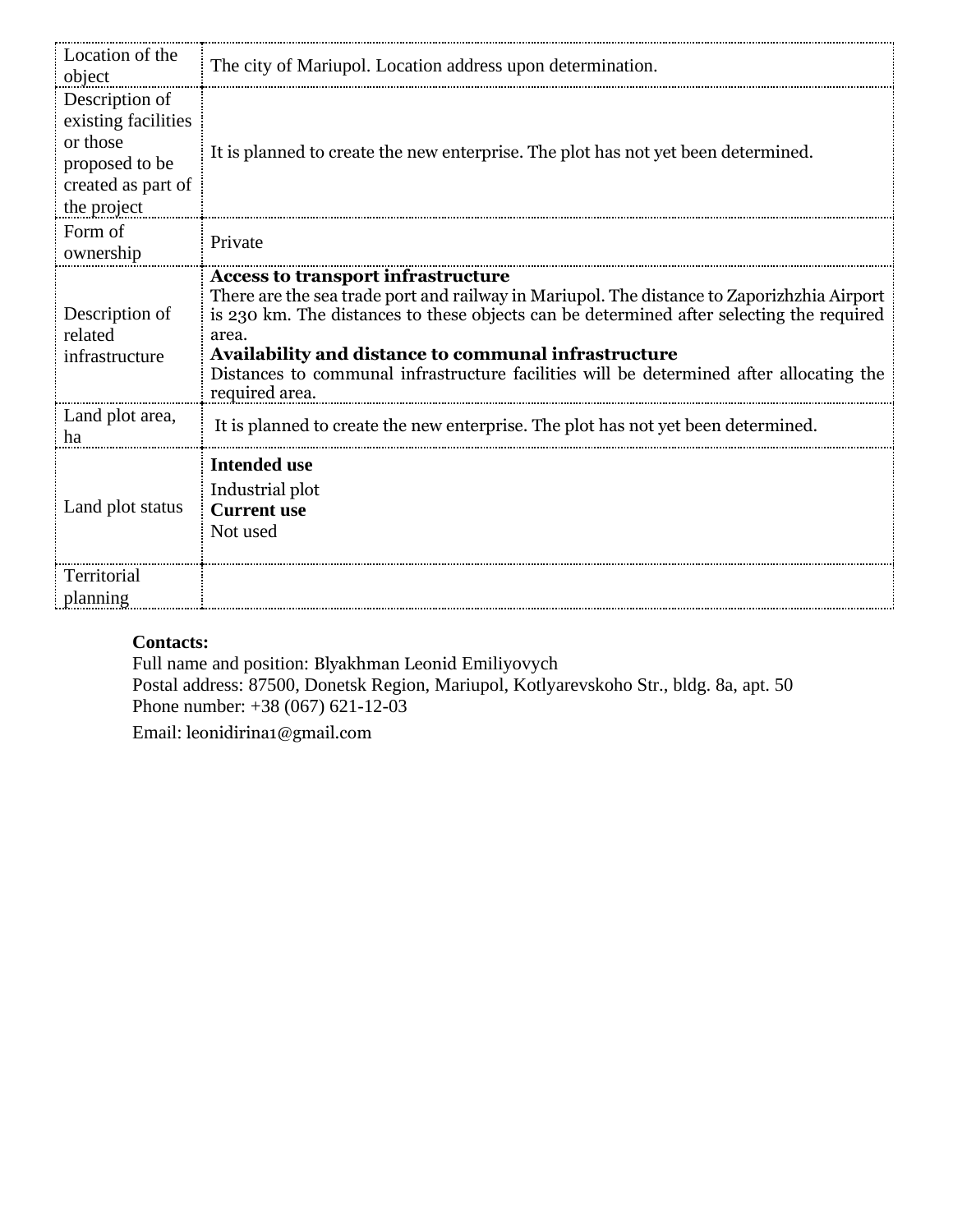| | |
|---|---|
| Location of the object | The city of Mariupol. Location address upon determination. |
| Description of existing facilities or those proposed to be created as part of the project | It is planned to create the new enterprise. The plot has not yet been determined. |
| Form of ownership | Private |
| Description of related infrastructure | **Access to transport infrastructure**<br>There are the sea trade port and railway in Mariupol. The distance to Zaporizhzhia Airport is 230 km. The distances to these objects can be determined after selecting the required area.<br>**Availability and distance to communal infrastructure**<br>Distances to communal infrastructure facilities will be determined after allocating the required area. |
| Land plot area, ha | It is planned to create the new enterprise. The plot has not yet been determined. |
| Land plot status | **Intended use**<br>Industrial plot<br>**Current use**<br>Not used |
| Territorial planning | |

**Contacts:**
Full name and position: Blyakhman Leonid Emiliyovych
Postal address: 87500, Donetsk Region, Mariupol, Kotlyarevskoho Str., bldg. 8a, apt. 50
Phone number: +38 (067) 621-12-03
Email: leonidirina1@gmail.com